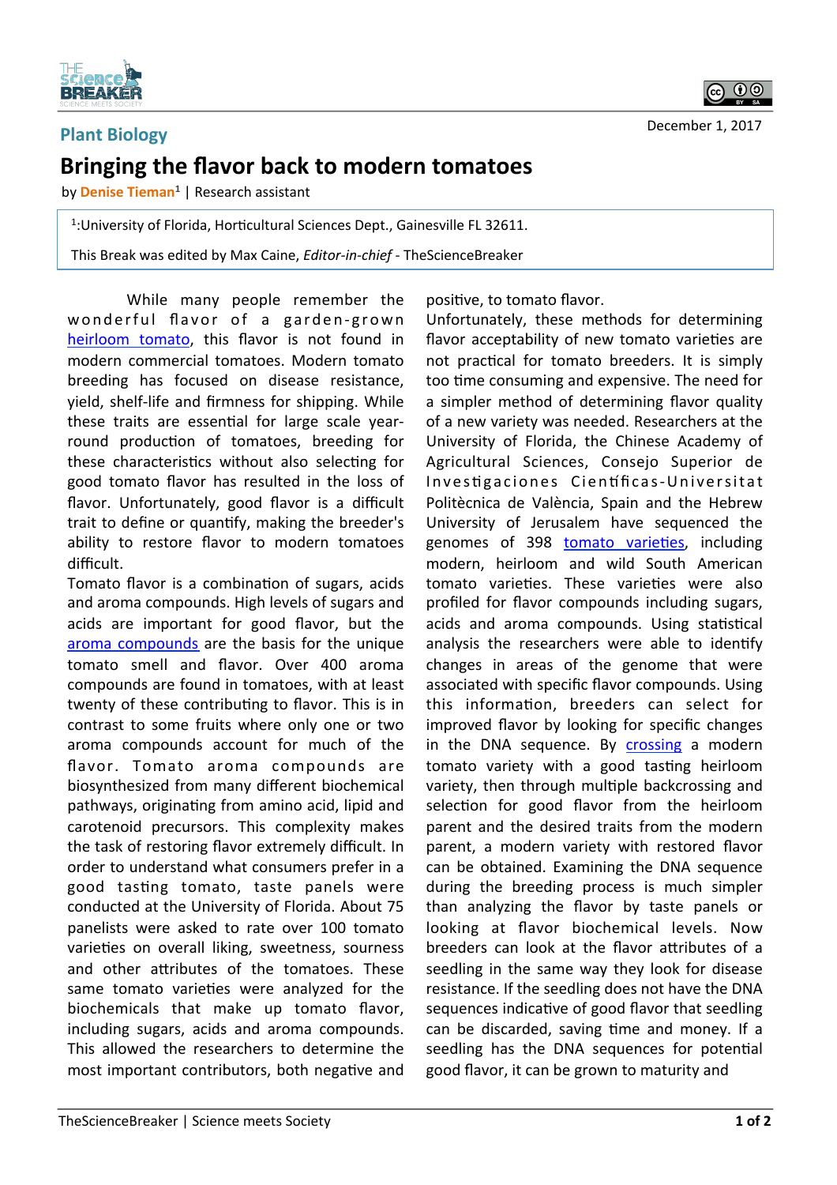Plant Biology

December 1, 2017

# Bringing the flavor back to modern tomatoes

by **Denise Tieman**[1] | Research assistant

[1]:University of Florida, Horticultural Sciences Dept., Gainesville FL 32611.

This Break was edited by Max Caine, *Editor-in-chief* - TheScienceBreaker

While many people remember the wonderful flavor of a garden-grown heirloom tomato, this flavor is not found in modern commercial tomatoes. Modern tomato breeding has focused on disease resistance, yield, shelf-life and firmness for shipping. While these traits are essential for large scale year-round production of tomatoes, breeding for these characteristics without also selecting for good tomato flavor has resulted in the loss of flavor. Unfortunately, good flavor is a difficult trait to define or quantify, making the breeder's ability to restore flavor to modern tomatoes difficult.

Tomato flavor is a combination of sugars, acids and aroma compounds. High levels of sugars and acids are important for good flavor, but the aroma compounds are the basis for the unique tomato smell and flavor. Over 400 aroma compounds are found in tomatoes, with at least twenty of these contributing to flavor. This is in contrast to some fruits where only one or two aroma compounds account for much of the flavor. Tomato aroma compounds are biosynthesized from many different biochemical pathways, originating from amino acid, lipid and carotenoid precursors. This complexity makes the task of restoring flavor extremely difficult. In order to understand what consumers prefer in a good tasting tomato, taste panels were conducted at the University of Florida. About 75 panelists were asked to rate over 100 tomato varieties on overall liking, sweetness, sourness and other attributes of the tomatoes. These same tomato varieties were analyzed for the biochemicals that make up tomato flavor, including sugars, acids and aroma compounds. This allowed the researchers to determine the most important contributors, both negative and positive, to tomato flavor.

Unfortunately, these methods for determining flavor acceptability of new tomato varieties are not practical for tomato breeders. It is simply too time consuming and expensive. The need for a simpler method of determining flavor quality of a new variety was needed. Researchers at the University of Florida, the Chinese Academy of Agricultural Sciences, Consejo Superior de Investigaciones Científicas-Universitat Politècnica de València, Spain and the Hebrew University of Jerusalem have sequenced the genomes of 398 tomato varieties, including modern, heirloom and wild South American tomato varieties. These varieties were also profiled for flavor compounds including sugars, acids and aroma compounds. Using statistical analysis the researchers were able to identify changes in areas of the genome that were associated with specific flavor compounds. Using this information, breeders can select for improved flavor by looking for specific changes in the DNA sequence. By crossing a modern tomato variety with a good tasting heirloom variety, then through multiple backcrossing and selection for good flavor from the heirloom parent and the desired traits from the modern parent, a modern variety with restored flavor can be obtained. Examining the DNA sequence during the breeding process is much simpler than analyzing the flavor by taste panels or looking at flavor biochemical levels. Now breeders can look at the flavor attributes of a seedling in the same way they look for disease resistance. If the seedling does not have the DNA sequences indicative of good flavor that seedling can be discarded, saving time and money. If a seedling has the DNA sequences for potential good flavor, it can be grown to maturity and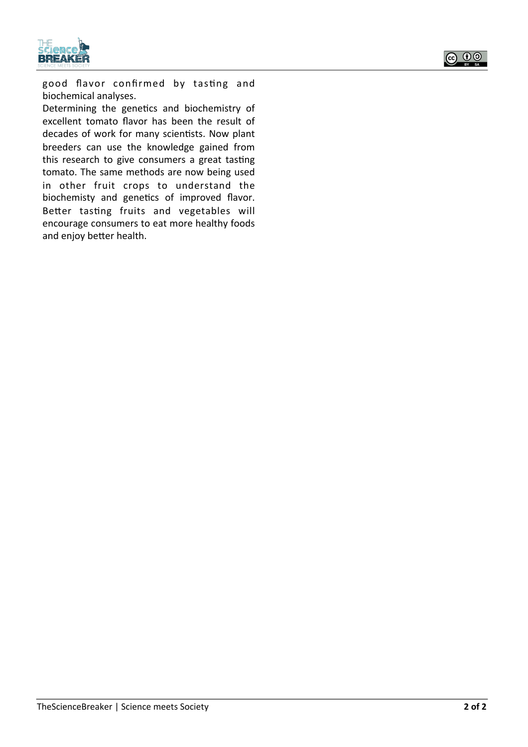good flavor confirmed by tasting and biochemical analyses.

Determining the genetics and biochemistry of excellent tomato flavor has been the result of decades of work for many scientists. Now plant breeders can use the knowledge gained from this research to give consumers a great tasting tomato. The same methods are now being used in other fruit crops to understand the biochemisty and genetics of improved flavor. Better tasting fruits and vegetables will encourage consumers to eat more healthy foods and enjoy better health.